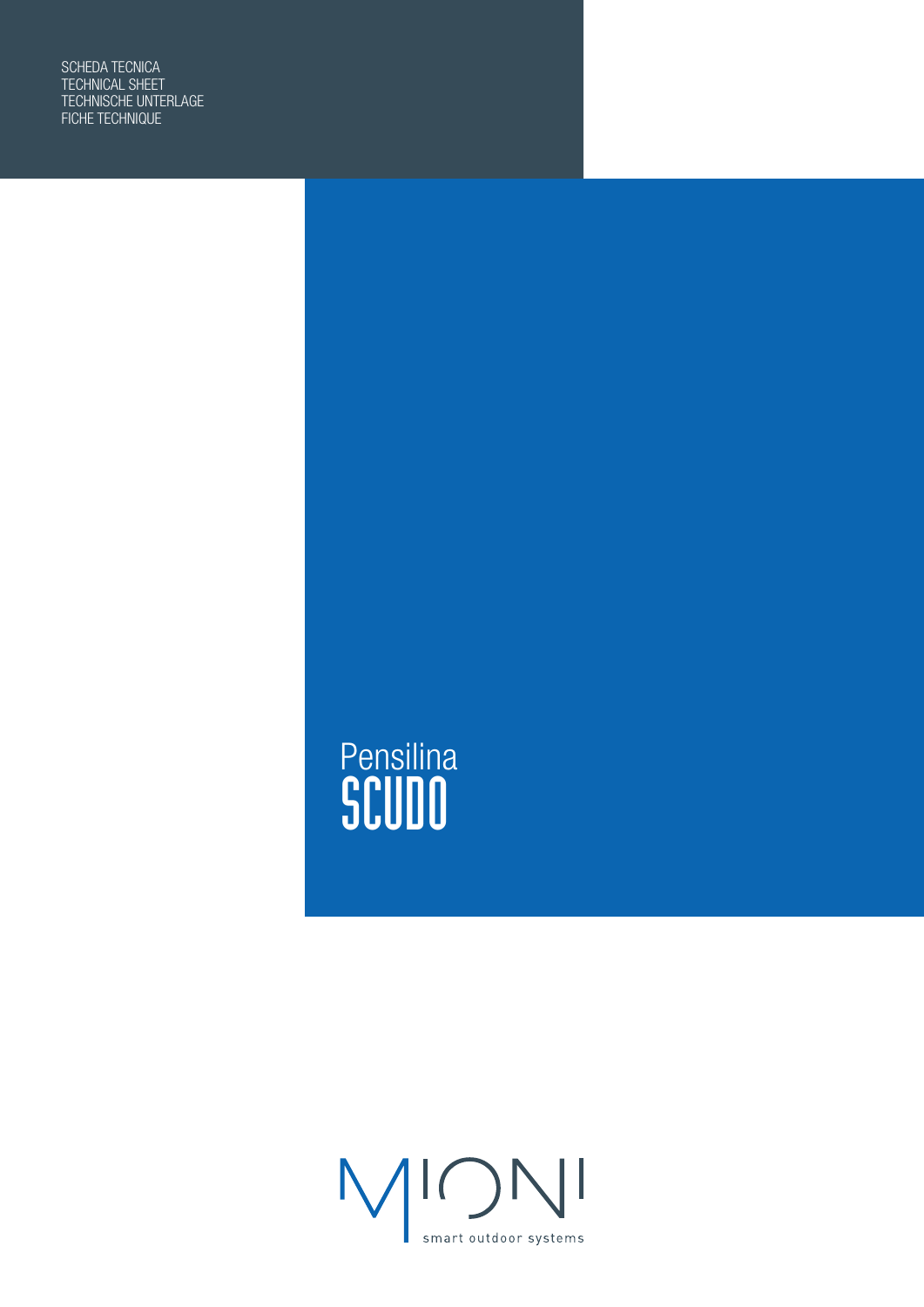SCHEDA TECNICA
TECHNICAL SHEET
TECHNISCHE UNTERLAGE
FICHE TECHNIQUE

# Pensilina SCUDO

MIONI

smart outdoor systems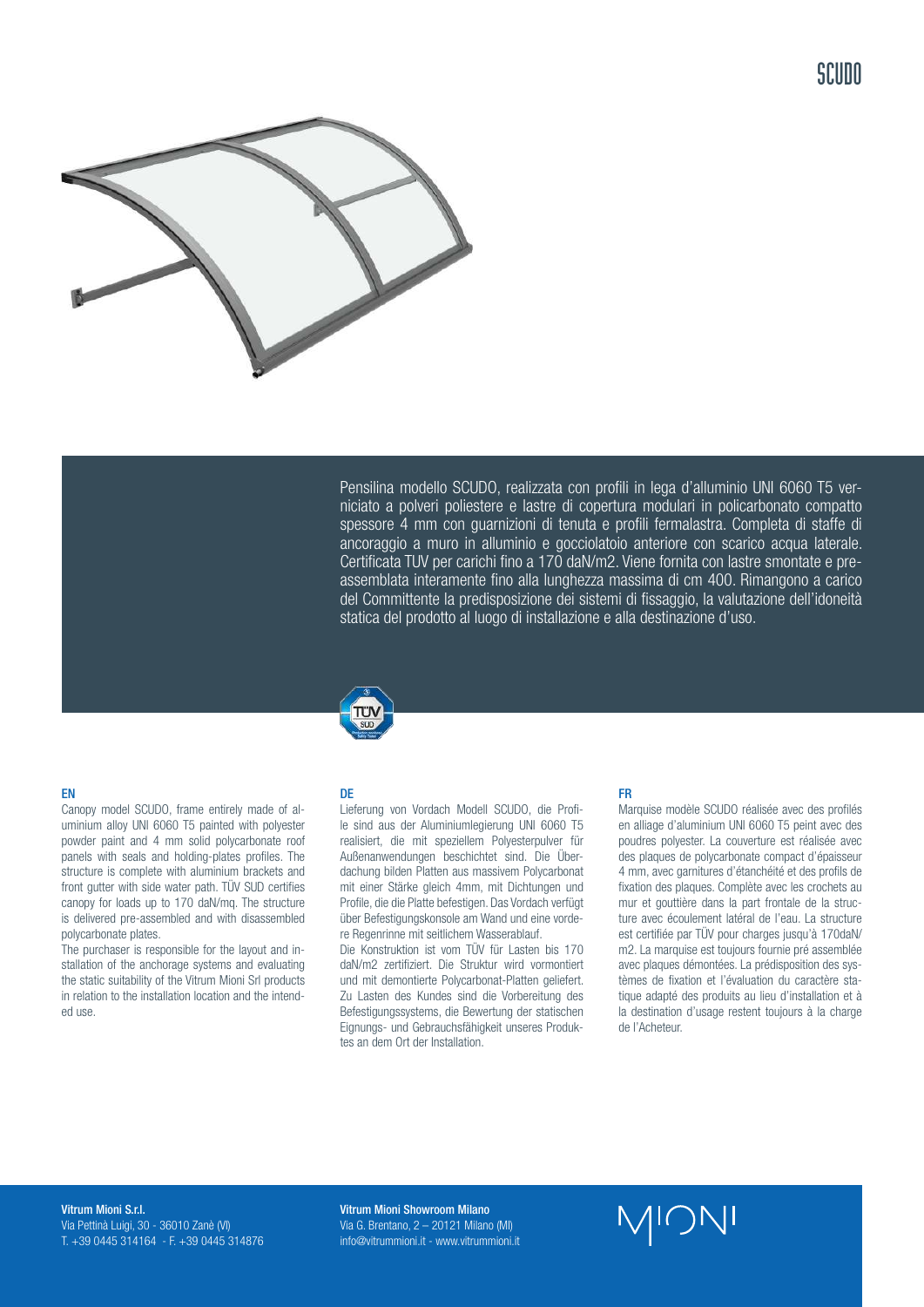# SCUDO

Pensilina modello SCUDO, realizzata con profili in lega d'alluminio UNI 6060 T5 verniciato a polveri poliestere e lastre di copertura modulari in policarbonato compatto spessore 4 mm con guarnizioni di tenuta e profili fermalastra. Completa di staffe di ancoraggio a muro in alluminio e gocciolatoio anteriore con scarico acqua laterale. Certificata TUV per carichi fino a 170 daN/m2. Viene fornita con lastre smontate e pre-assemblata interamente fino alla lunghezza massima di cm 400. Rimangono a carico del Committente la predisposizione dei sistemi di fissaggio, la valutazione dell'idoneità statica del prodotto al luogo di installazione e alla destinazione d'uso.

### EN

Canopy model SCUDO, frame entirely made of aluminium alloy UNI 6060 T5 painted with polyester powder paint and 4 mm solid polycarbonate roof panels with seals and holding-plates profiles. The structure is complete with aluminium brackets and front gutter with side water path. TÜV SUD certifies canopy for loads up to 170 daN/mq. The structure is delivered pre-assembled and with disassembled polycarbonate plates.

The purchaser is responsible for the layout and installation of the anchorage systems and evaluating the static suitability of the Vitrum Mioni Srl products in relation to the installation location and the intended use.

### DE

Lieferung von Vordach Modell SCUDO, die Profile sind aus der Aluminiumlegierung UNI 6060 T5 realisiert, die mit speziellem Polyesterpulver für Außenanwendungen beschichtet sind. Die Überdachung bilden Platten aus massivem Polycarbonat mit einer Stärke gleich 4mm, mit Dichtungen und Profile, die die Platte befestigen. Das Vordach verfügt über Befestigungskonsole am Wand und eine vordere Regenrinne mit seitlichem Wasserablauf.

Die Konstruktion ist vom TÜV für Lasten bis 170 daN/m2 zertifiziert. Die Struktur wird vormontiert und mit demontierte Polycarbonat-Platten geliefert. Zu Lasten des Kundes sind die Vorbereitung des Befestigungssystems, die Bewertung der statischen Eignungs- und Gebrauchsfähigkeit unseres Produktes an dem Ort der Installation.

### FR

Marquise modèle SCUDO réalisée avec des profilés en alliage d'aluminium UNI 6060 T5 peint avec des poudres polyester. La couverture est réalisée avec des plaques de polycarbonate compact d'épaisseur 4 mm, avec garnitures d'étanchéité et des profils de fixation des plaques. Complète avec les crochets au mur et gouttière dans la part frontale de la structure avec écoulement latéral de l'eau. La structure est certifiée par TÜV pour charges jusqu'à 170daN/m2. La marquise est toujours fournie pré assemblée avec plaques démontées. La prédisposition des systèmes de fixation et l'évaluation du caractère statique adapté des produits au lieu d'installation et à la destination d'usage restent toujours à la charge de l'Acheteur.

**Vitrum Mioni S.r.l.**
Via Pettinà Luigi, 30 - 36010 Zanè (VI)
T. +39 0445 314164 - F. +39 0445 314876

**Vitrum Mioni Showroom Milano**
Via G. Brentano, 2 – 20121 Milano (MI)
info@vitrummioni.it - www.vitrummioni.it

MIONI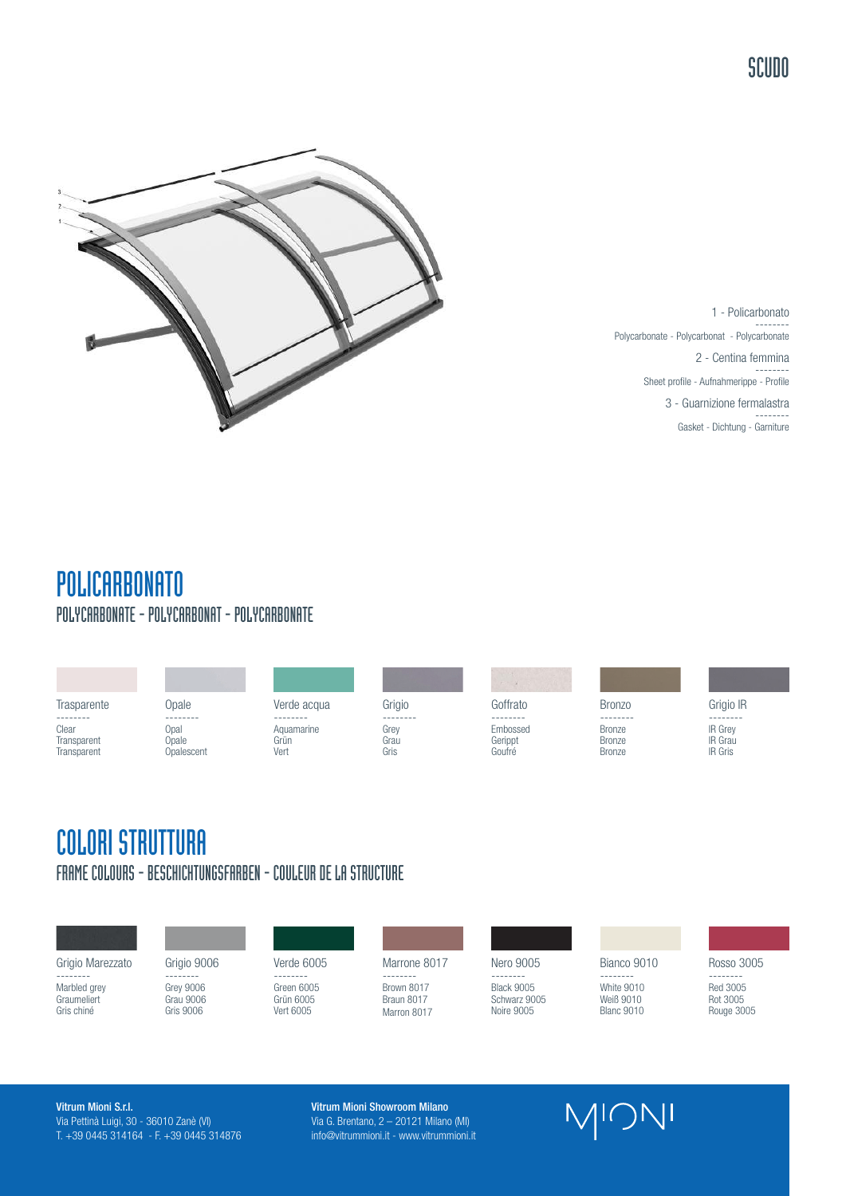# SCUDO

1 - Policarbonato
Polycarbonate - Polycarbonat - Polycarbonate

2 - Centina femmina
Sheet profile - Aufnahmerippe - Profile

3 - Guarnizione fermalastra
Gasket - Dichtung - Garniture

## POLICARBONATO

### POLYCARBONATE - POLYCARBONAT - POLYCARBONATE

| Trasparente | Opale | Verde acqua | Grigio | Goffrato | Bronzo | Grigio IR |
|---|---|---|---|---|---|---|
| Clear<br>Transparent<br>Transparent | Opal<br>Opale<br>Opalescent | Aquamarine<br>Grün<br>Vert | Grey<br>Grau<br>Gris | Embossed<br>Gerippt<br>Goufré | Bronze<br>Bronze<br>Bronze | IR Grey<br>IR Grau<br>IR Gris |

## COLORI STRUTTURA

### FRAME COLOURS - BESCHICHTUNGSFARBEN - COULEUR DE LA STRUCTURE

| Grigio Marezzato | Grigio 9006 | Verde 6005 | Marrone 8017 | Nero 9005 | Bianco 9010 | Rosso 3005 |
|---|---|---|---|---|---|---|
| Marbled grey<br>Graumeliert<br>Gris chiné | Grey 9006<br>Grau 9006<br>Gris 9006 | Green 6005<br>Grün 6005<br>Vert 6005 | Brown 8017<br>Braun 8017<br>Marron 8017 | Black 9005<br>Schwarz 9005<br>Noire 9005 | White 9010<br>Weiß 9010<br>Blanc 9010 | Red 3005<br>Rot 3005<br>Rouge 3005 |

**Vitrum Mioni S.r.l.**
Via Pettinà Luigi, 30 - 36010 Zanè (VI)
T. +39 0445 314164 - F. +39 0445 314876

**Vitrum Mioni Showroom Milano**
Via G. Brentano, 2 – 20121 Milano (MI)
info@vitrummioni.it - www.vitrummioni.it

MIONI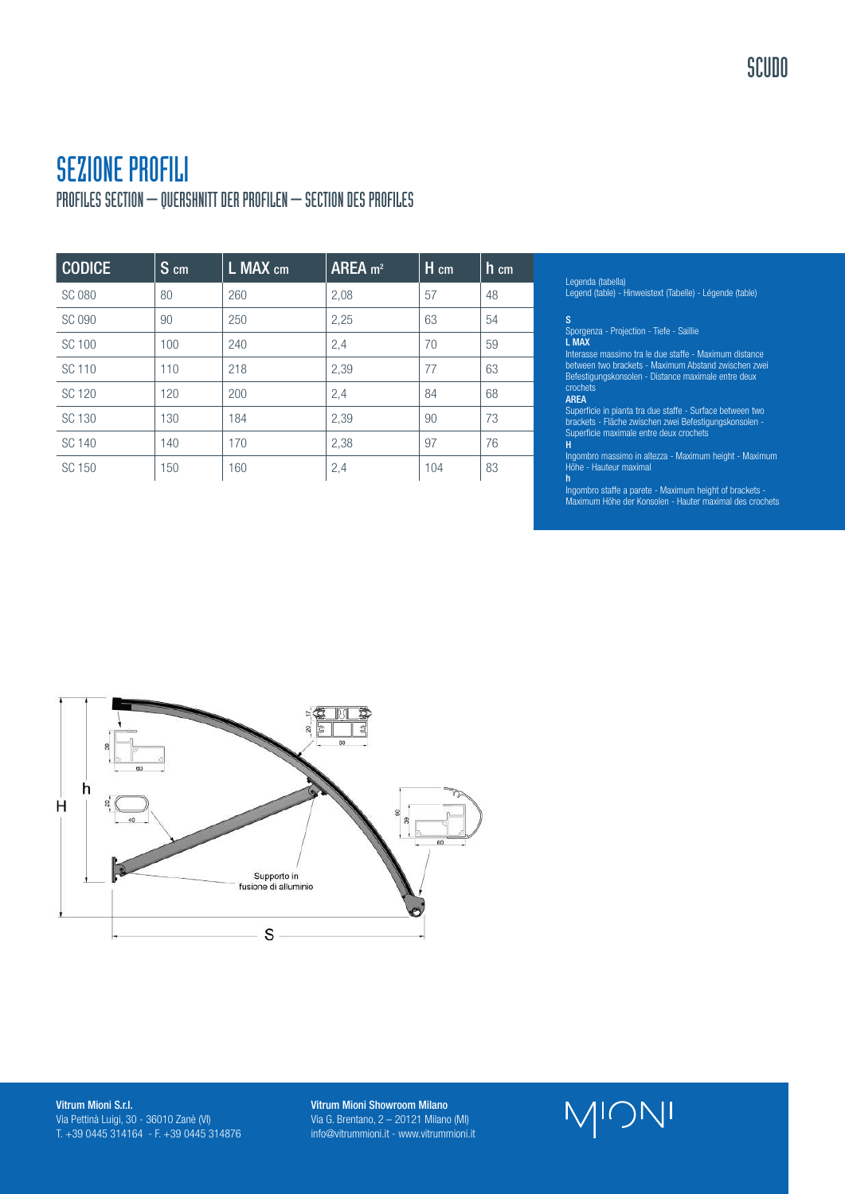# SEZIONE PROFILI

## PROFILES SECTION – QUERSHNITT DER PROFILEN – SECTION DES PROFILES

| CODICE | S cm | L MAX cm | AREA $m^2$ | H cm | h cm |
|---|---|---|---|---|---|
| SC 080 | 80 | 260 | 2,08 | 57 | 48 |
| SC 090 | 90 | 250 | 2,25 | 63 | 54 |
| SC 100 | 100 | 240 | 2,4 | 70 | 59 |
| SC 110 | 110 | 218 | 2,39 | 77 | 63 |
| SC 120 | 120 | 200 | 2,4 | 84 | 68 |
| SC 130 | 130 | 184 | 2,39 | 90 | 73 |
| SC 140 | 140 | 170 | 2,38 | 97 | 76 |
| SC 150 | 150 | 160 | 2,4 | 104 | 83 |

Legenda (tabella)
Legend (table) - Hinweistext (Tabelle) - Légende (table)

**S**
Sporgenza - Projection - Tiefe - Saillie

**L MAX**
Interasse massimo tra le due staffe - Maximum distance between two brackets - Maximum Abstand zwischen zwei Befestigungskonsolen - Distance maximale entre deux crochets

**AREA**
Superficie in pianta tra due staffe - Surface between two brackets - Fläche zwischen zwei Befestigungskonsolen - Superficie maximale entre deux crochets

**H**
Ingombro massimo in altezza - Maximum height - Maximum Höhe - Hauteur maximal

**h**
Ingombro staffe a parete - Maximum height of brackets - Maximum Höhe der Konsolen - Hauter maximal des crochets

Supporto in fusione di alluminio

**Vitrum Mioni S.r.l.**
Via Pettinà Luigi, 30 - 36010 Zanè (VI)
T. +39 0445 314164 - F. +39 0445 314876

**Vitrum Mioni Showroom Milano**
Via G. Brentano, 2 – 20121 Milano (MI)
info@vitrummioni.it - www.vitrummioni.it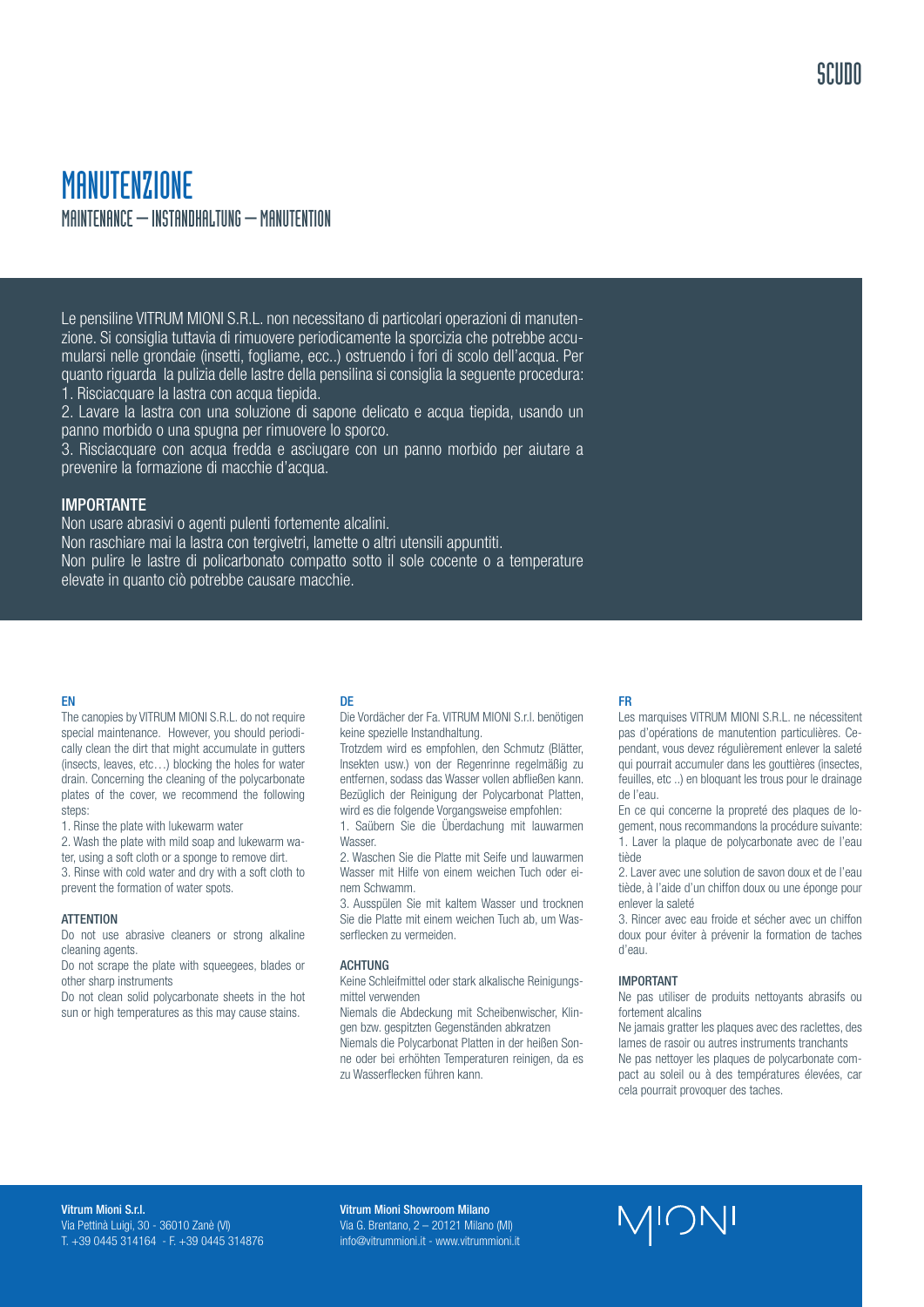SCUDO

# MANUTENZIONE

## MAINTENANCE – INSTANDHALTUNG – MANUTENTION

Le pensiline VITRUM MIONI S.R.L. non necessitano di particolari operazioni di manutenzione. Si consiglia tuttavia di rimuovere periodicamente la sporcizia che potrebbe accumularsi nelle grondaie (insetti, fogliame, ecc..) ostruendo i fori di scolo dell'acqua. Per quanto riguarda la pulizia delle lastre della pensilina si consiglia la seguente procedura:

1. Risciacquare la lastra con acqua tiepida.
2. Lavare la lastra con una soluzione di sapone delicato e acqua tiepida, usando un panno morbido o una spugna per rimuovere lo sporco.
3. Risciacquare con acqua fredda e asciugare con un panno morbido per aiutare a prevenire la formazione di macchie d'acqua.

### IMPORTANTE

Non usare abrasivi o agenti pulenti fortemente alcalini.
Non raschiare mai la lastra con tergivetri, lamette o altri utensili appuntiti.
Non pulire le lastre di policarbonato compatto sotto il sole cocente o a temperature elevate in quanto ciò potrebbe causare macchie.

### EN

The canopies by VITRUM MIONI S.R.L. do not require special maintenance. However, you should periodically clean the dirt that might accumulate in gutters (insects, leaves, etc…) blocking the holes for water drain. Concerning the cleaning of the polycarbonate plates of the cover, we recommend the following steps:

1. Rinse the plate with lukewarm water
2. Wash the plate with mild soap and lukewarm water, using a soft cloth or a sponge to remove dirt.
3. Rinse with cold water and dry with a soft cloth to prevent the formation of water spots.

#### ATTENTION

Do not use abrasive cleaners or strong alkaline cleaning agents.
Do not scrape the plate with squeegees, blades or other sharp instruments
Do not clean solid polycarbonate sheets in the hot sun or high temperatures as this may cause stains.

### DE

Die Vordächer der Fa. VITRUM MIONI S.r.l. benötigen keine spezielle Instandhaltung.
Trotzdem wird es empfohlen, den Schmutz (Blätter, Insekten usw.) von der Regenrinne regelmäßig zu entfernen, sodass das Wasser vollen abfließen kann. Bezüglich der Reinigung der Polycarbonat Platten, wird es die folgende Vorgangsweise empfohlen:

1. Saübern Sie die Überdachung mit lauwarmen Wasser.
2. Waschen Sie die Platte mit Seife und lauwarmen Wasser mit Hilfe von einem weichen Tuch oder einem Schwamm.
3. Ausspülen Sie mit kaltem Wasser und trocknen Sie die Platte mit einem weichen Tuch ab, um Wasserflecken zu vermeiden.

#### ACHTUNG

Keine Schleifmittel oder stark alkalische Reinigungsmittel verwenden
Niemals die Abdeckung mit Scheibenwischer, Klingen bzw. gespitzten Gegenständen abkratzen
Niemals die Polycarbonat Platten in der heißen Sonne oder bei erhöhten Temperaturen reinigen, da es zu Wasserflecken führen kann.

### FR

Les marquises VITRUM MIONI S.R.L. ne nécessitent pas d'opérations de manutention particulières. Cependant, vous devez régulièrement enlever la saleté qui pourrait accumuler dans les gouttières (insectes, feuilles, etc ..) en bloquant les trous pour le drainage de l'eau.
En ce qui concerne la propreté des plaques de logement, nous recommandons la procédure suivante:

1. Laver la plaque de polycarbonate avec de l'eau tiède
2. Laver avec une solution de savon doux et de l'eau tiède, à l'aide d'un chiffon doux ou une éponge pour enlever la saleté
3. Rincer avec eau froide et sécher avec un chiffon doux pour éviter à prévenir la formation de taches d'eau.

#### IMPORTANT

Ne pas utiliser de produits nettoyants abrasifs ou fortement alcalins
Ne jamais gratter les plaques avec des raclettes, des lames de rasoir ou autres instruments tranchants
Ne pas nettoyer les plaques de polycarbonate compact au soleil ou à des températures élevées, car cela pourrait provoquer des taches.

**Vitrum Mioni S.r.l.**
Via Pettinà Luigi, 30 - 36010 Zanè (VI)
T. +39 0445 314164 - F. +39 0445 314876

**Vitrum Mioni Showroom Milano**
Via G. Brentano, 2 – 20121 Milano (MI)
info@vitrummioni.it - www.vitrummioni.it

MIONI